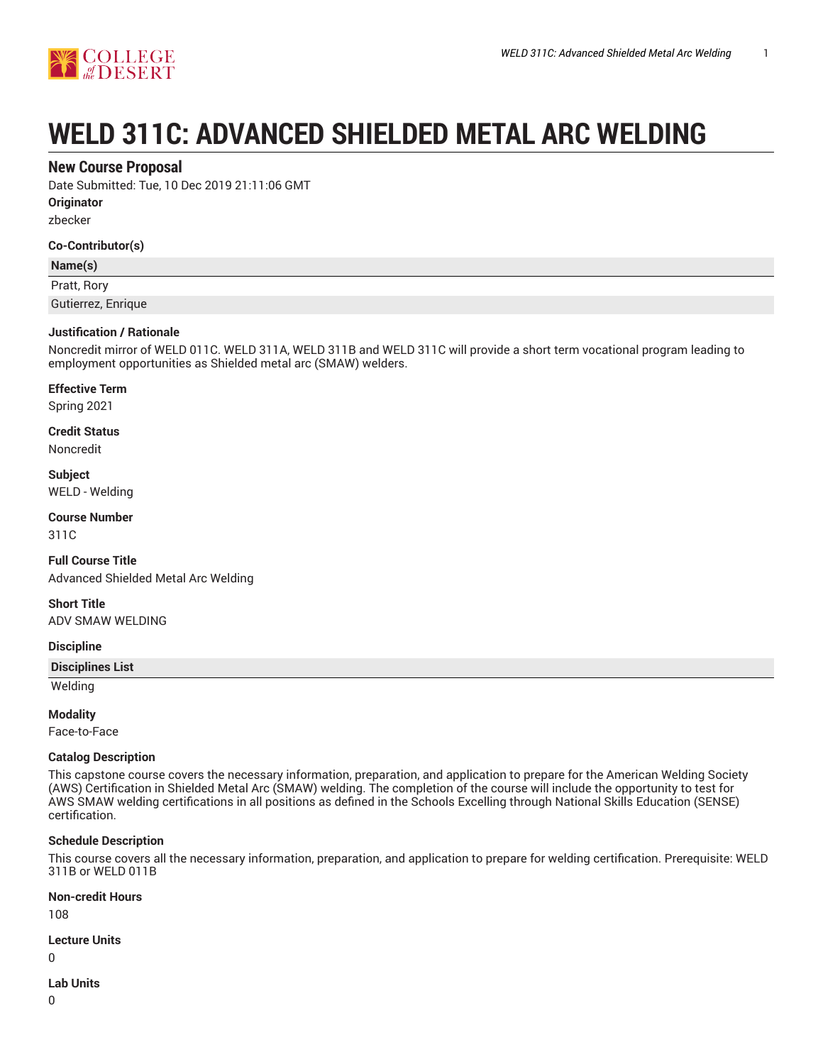# WELD 311C: ADVANCED SHIELDED METAL ARC WELDING

## New Course Proposal

Date Submitted: Tue, 10 Dec 2019 21:11:06 GMT

**Originator**

zbecker

**Co-Contributor(s)**

| Name(s) |
| --- |
| Pratt, Rory |
| Gutierrez, Enrique |

**Justification / Rationale**

Noncredit mirror of WELD 011C. WELD 311A, WELD 311B and WELD 311C will provide a short term vocational program leading to employment opportunities as Shielded metal arc (SMAW) welders.

**Effective Term**

Spring 2021

**Credit Status**

Noncredit

**Subject**

WELD - Welding

**Course Number**

311C

**Full Course Title**

Advanced Shielded Metal Arc Welding

**Short Title**

ADV SMAW WELDING

**Discipline**

| Disciplines List |
| --- |
| Welding |

**Modality**

Face-to-Face

**Catalog Description**

This capstone course covers the necessary information, preparation, and application to prepare for the American Welding Society (AWS) Certification in Shielded Metal Arc (SMAW) welding. The completion of the course will include the opportunity to test for AWS SMAW welding certifications in all positions as defined in the Schools Excelling through National Skills Education (SENSE) certification.

**Schedule Description**

This course covers all the necessary information, preparation, and application to prepare for welding certification. Prerequisite: WELD 311B or WELD 011B

**Non-credit Hours**

108

**Lecture Units**

0

**Lab Units**

0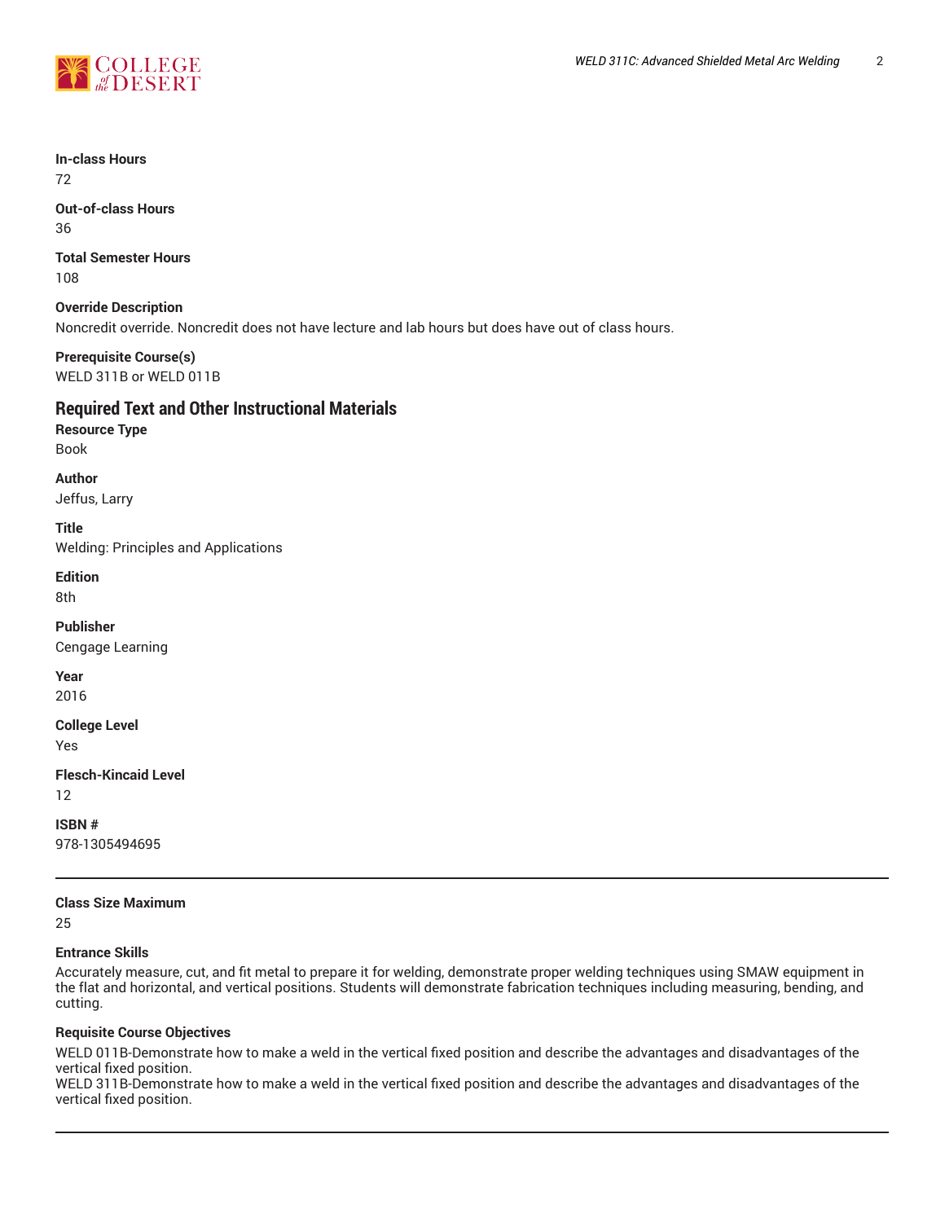**In-class Hours**
72

**Out-of-class Hours**
36

**Total Semester Hours**
108

**Override Description**
Noncredit override. Noncredit does not have lecture and lab hours but does have out of class hours.

**Prerequisite Course(s)**
WELD 311B or WELD 011B

## Required Text and Other Instructional Materials

**Resource Type**
Book

**Author**
Jeffus, Larry

**Title**
Welding: Principles and Applications

**Edition**
8th

**Publisher**
Cengage Learning

**Year**
2016

**College Level**
Yes

**Flesch-Kincaid Level**
12

**ISBN #**
978-1305494695

---

**Class Size Maximum**
25

**Entrance Skills**
Accurately measure, cut, and fit metal to prepare it for welding, demonstrate proper welding techniques using SMAW equipment in the flat and horizontal, and vertical positions. Students will demonstrate fabrication techniques including measuring, bending, and cutting.

**Requisite Course Objectives**
WELD 011B-Demonstrate how to make a weld in the vertical fixed position and describe the advantages and disadvantages of the vertical fixed position.
WELD 311B-Demonstrate how to make a weld in the vertical fixed position and describe the advantages and disadvantages of the vertical fixed position.

---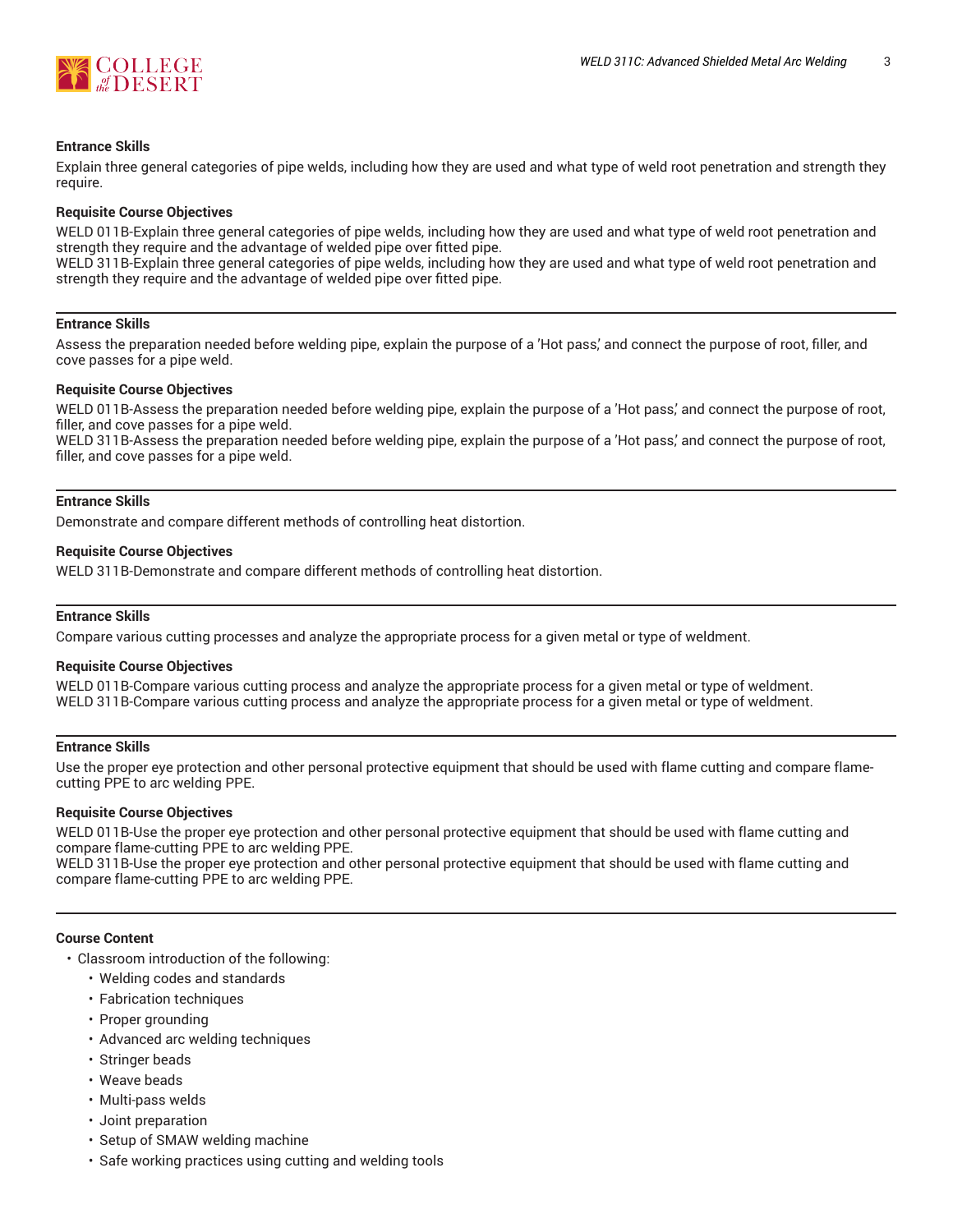**Entrance Skills**

Explain three general categories of pipe welds, including how they are used and what type of weld root penetration and strength they require.

**Requisite Course Objectives**

WELD 011B-Explain three general categories of pipe welds, including how they are used and what type of weld root penetration and strength they require and the advantage of welded pipe over fitted pipe.
WELD 311B-Explain three general categories of pipe welds, including how they are used and what type of weld root penetration and strength they require and the advantage of welded pipe over fitted pipe.

---

**Entrance Skills**

Assess the preparation needed before welding pipe, explain the purpose of a 'Hot pass,' and connect the purpose of root, filler, and cove passes for a pipe weld.

**Requisite Course Objectives**

WELD 011B-Assess the preparation needed before welding pipe, explain the purpose of a 'Hot pass,' and connect the purpose of root, filler, and cove passes for a pipe weld.
WELD 311B-Assess the preparation needed before welding pipe, explain the purpose of a 'Hot pass,' and connect the purpose of root, filler, and cove passes for a pipe weld.

---

**Entrance Skills**

Demonstrate and compare different methods of controlling heat distortion.

**Requisite Course Objectives**

WELD 311B-Demonstrate and compare different methods of controlling heat distortion.

---

**Entrance Skills**

Compare various cutting processes and analyze the appropriate process for a given metal or type of weldment.

**Requisite Course Objectives**

WELD 011B-Compare various cutting process and analyze the appropriate process for a given metal or type of weldment.
WELD 311B-Compare various cutting process and analyze the appropriate process for a given metal or type of weldment.

---

**Entrance Skills**

Use the proper eye protection and other personal protective equipment that should be used with flame cutting and compare flame-cutting PPE to arc welding PPE.

**Requisite Course Objectives**

WELD 011B-Use the proper eye protection and other personal protective equipment that should be used with flame cutting and compare flame-cutting PPE to arc welding PPE.
WELD 311B-Use the proper eye protection and other personal protective equipment that should be used with flame cutting and compare flame-cutting PPE to arc welding PPE.

---

**Course Content**

- Classroom introduction of the following:
  - Welding codes and standards
  - Fabrication techniques
  - Proper grounding
  - Advanced arc welding techniques
  - Stringer beads
  - Weave beads
  - Multi-pass welds
  - Joint preparation
  - Setup of SMAW welding machine
  - Safe working practices using cutting and welding tools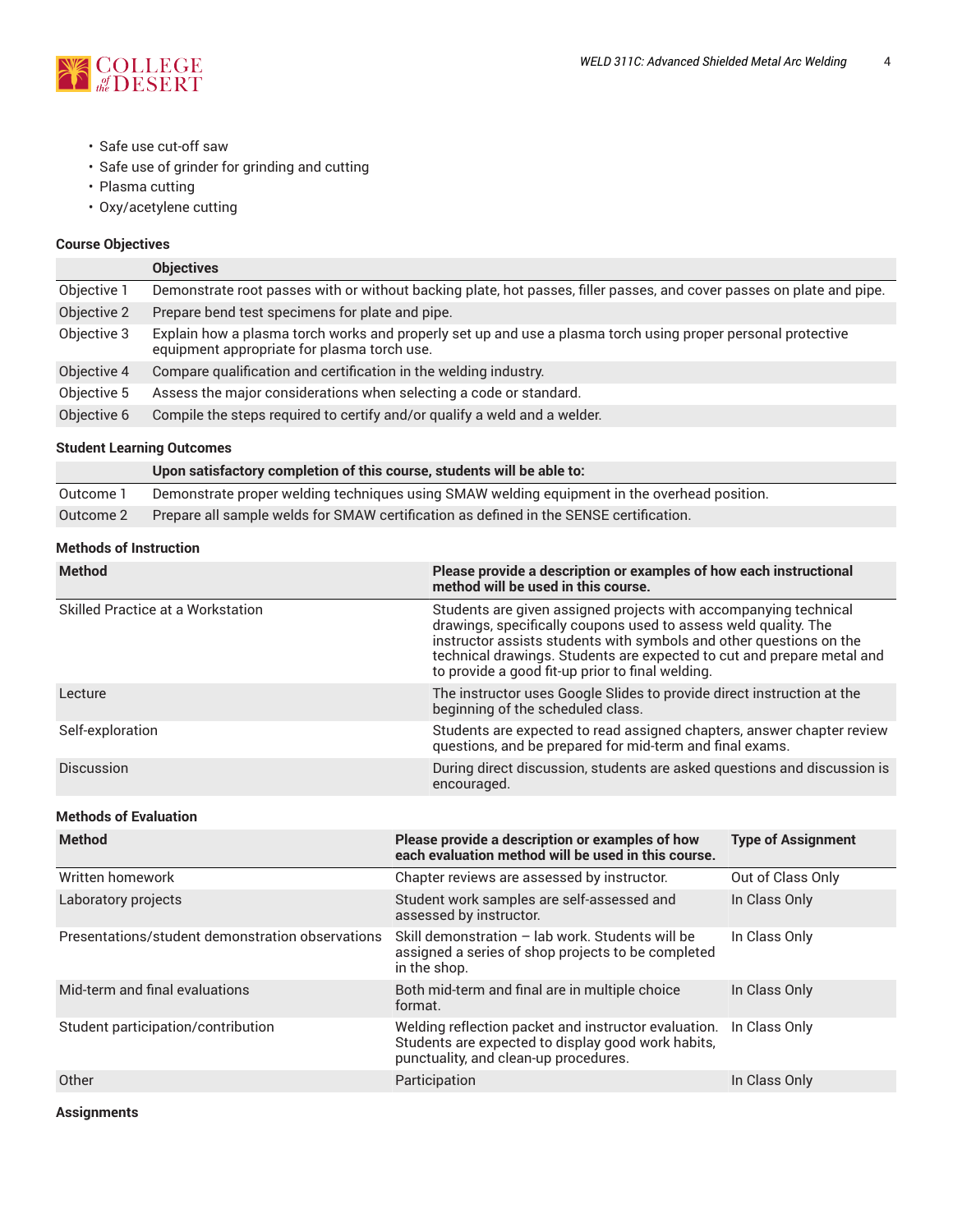- Safe use cut-off saw
- Safe use of grinder for grinding and cutting
- Plasma cutting
- Oxy/acetylene cutting

### Course Objectives

| | Objectives |
|---|---|
| Objective 1 | Demonstrate root passes with or without backing plate, hot passes, filler passes, and cover passes on plate and pipe. |
| Objective 2 | Prepare bend test specimens for plate and pipe. |
| Objective 3 | Explain how a plasma torch works and properly set up and use a plasma torch using proper personal protective equipment appropriate for plasma torch use. |
| Objective 4 | Compare qualification and certification in the welding industry. |
| Objective 5 | Assess the major considerations when selecting a code or standard. |
| Objective 6 | Compile the steps required to certify and/or qualify a weld and a welder. |

### Student Learning Outcomes

| | Upon satisfactory completion of this course, students will be able to: |
|---|---|
| Outcome 1 | Demonstrate proper welding techniques using SMAW welding equipment in the overhead position. |
| Outcome 2 | Prepare all sample welds for SMAW certification as defined in the SENSE certification. |

### Methods of Instruction

| Method | Please provide a description or examples of how each instructional method will be used in this course. |
|---|---|
| Skilled Practice at a Workstation | Students are given assigned projects with accompanying technical drawings, specifically coupons used to assess weld quality. The instructor assists students with symbols and other questions on the technical drawings. Students are expected to cut and prepare metal and to provide a good fit-up prior to final welding. |
| Lecture | The instructor uses Google Slides to provide direct instruction at the beginning of the scheduled class. |
| Self-exploration | Students are expected to read assigned chapters, answer chapter review questions, and be prepared for mid-term and final exams. |
| Discussion | During direct discussion, students are asked questions and discussion is encouraged. |

### Methods of Evaluation

| Method | Please provide a description or examples of how each evaluation method will be used in this course. | Type of Assignment |
|---|---|---|
| Written homework | Chapter reviews are assessed by instructor. | Out of Class Only |
| Laboratory projects | Student work samples are self-assessed and assessed by instructor. | In Class Only |
| Presentations/student demonstration observations | Skill demonstration – lab work. Students will be assigned a series of shop projects to be completed in the shop. | In Class Only |
| Mid-term and final evaluations | Both mid-term and final are in multiple choice format. | In Class Only |
| Student participation/contribution | Welding reflection packet and instructor evaluation. Students are expected to display good work habits, punctuality, and clean-up procedures. | In Class Only |
| Other | Participation | In Class Only |

### Assignments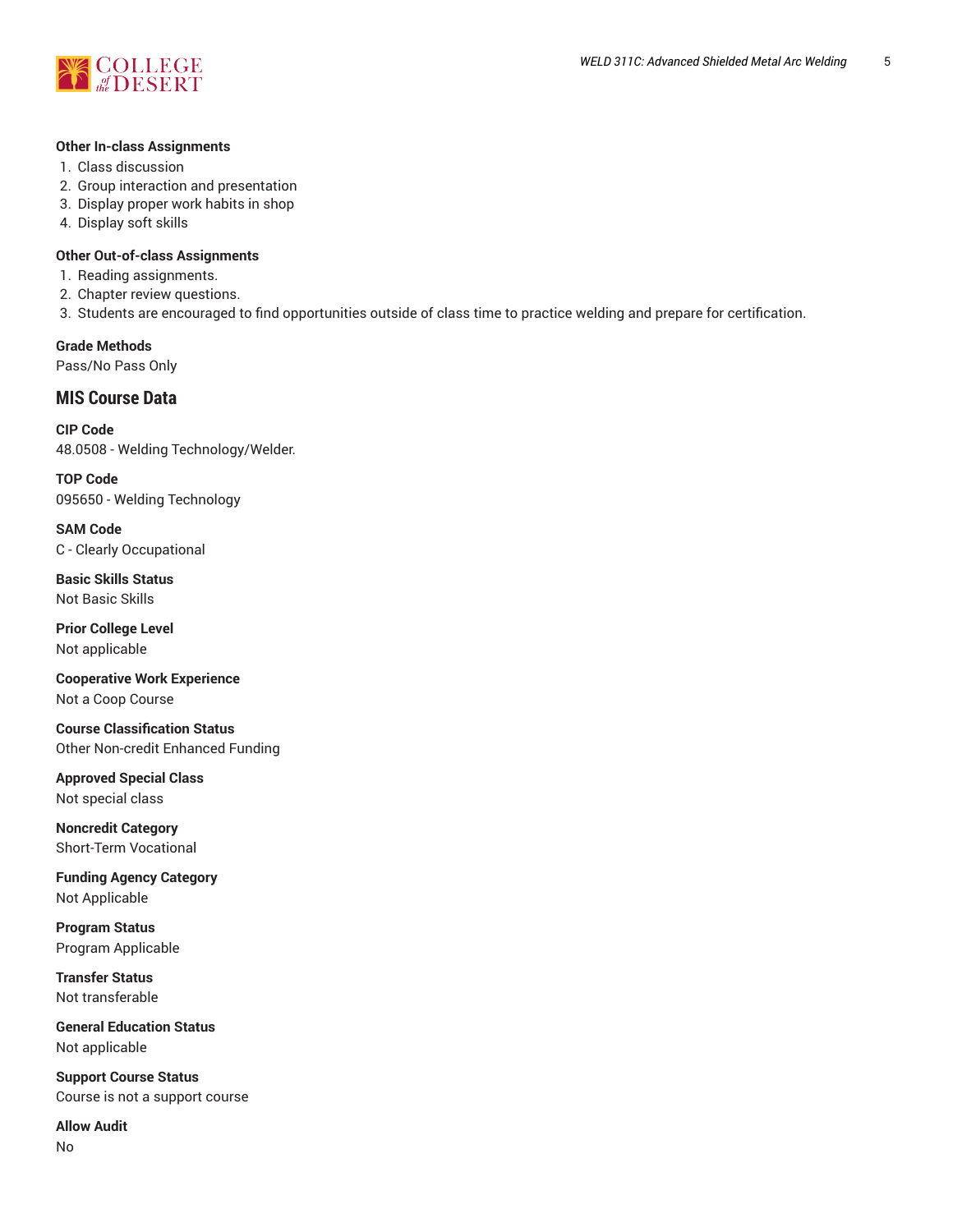#### Other In-class Assignments

1. Class discussion
2. Group interaction and presentation
3. Display proper work habits in shop
4. Display soft skills

#### Other Out-of-class Assignments

1. Reading assignments.
2. Chapter review questions.
3. Students are encouraged to find opportunities outside of class time to practice welding and prepare for certification.

#### Grade Methods

Pass/No Pass Only

## MIS Course Data

#### CIP Code

48.0508 - Welding Technology/Welder.

#### TOP Code

095650 - Welding Technology

#### SAM Code

C - Clearly Occupational

#### Basic Skills Status

Not Basic Skills

#### Prior College Level

Not applicable

#### Cooperative Work Experience

Not a Coop Course

#### Course Classification Status

Other Non-credit Enhanced Funding

#### Approved Special Class

Not special class

#### Noncredit Category

Short-Term Vocational

#### Funding Agency Category

Not Applicable

#### Program Status

Program Applicable

#### Transfer Status

Not transferable

#### General Education Status

Not applicable

#### Support Course Status

Course is not a support course

#### Allow Audit

No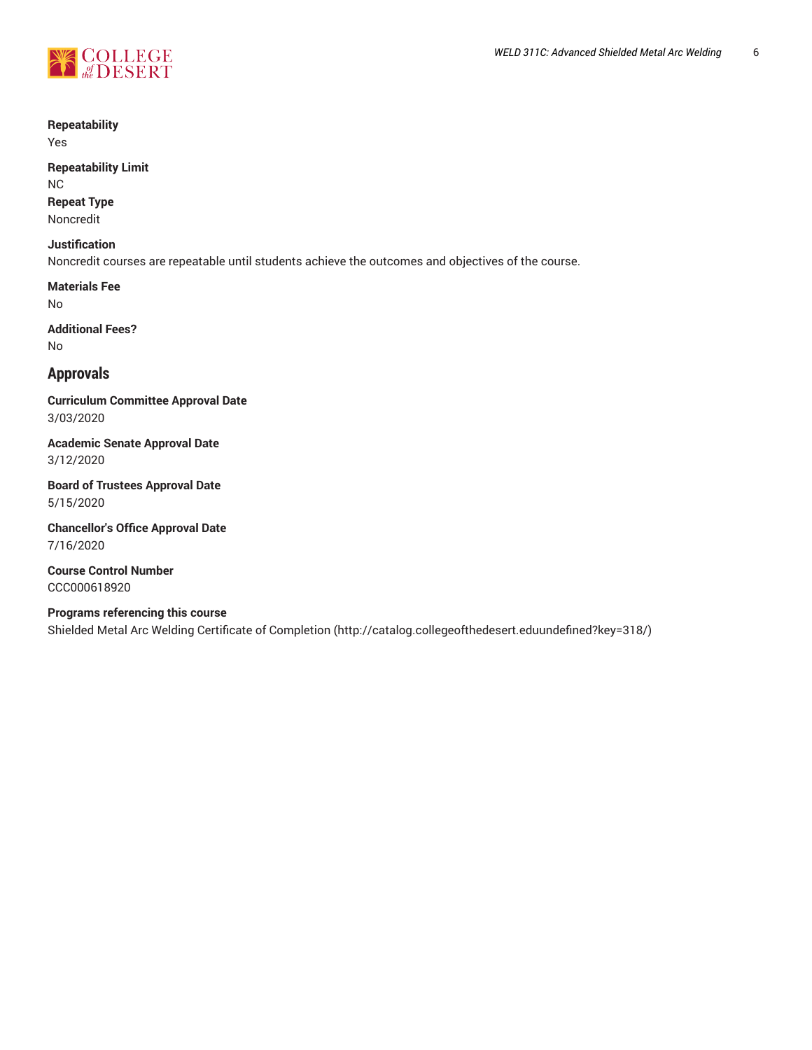**Repeatability**
Yes

**Repeatability Limit**
NC

**Repeat Type**
Noncredit

**Justification**
Noncredit courses are repeatable until students achieve the outcomes and objectives of the course.

**Materials Fee**
No

**Additional Fees?**
No

## Approvals

**Curriculum Committee Approval Date**
3/03/2020

**Academic Senate Approval Date**
3/12/2020

**Board of Trustees Approval Date**
5/15/2020

**Chancellor's Office Approval Date**
7/16/2020

**Course Control Number**
CCC000618920

**Programs referencing this course**
Shielded Metal Arc Welding Certificate of Completion (http://catalog.collegeofthedesert.eduundefined?key=318/)